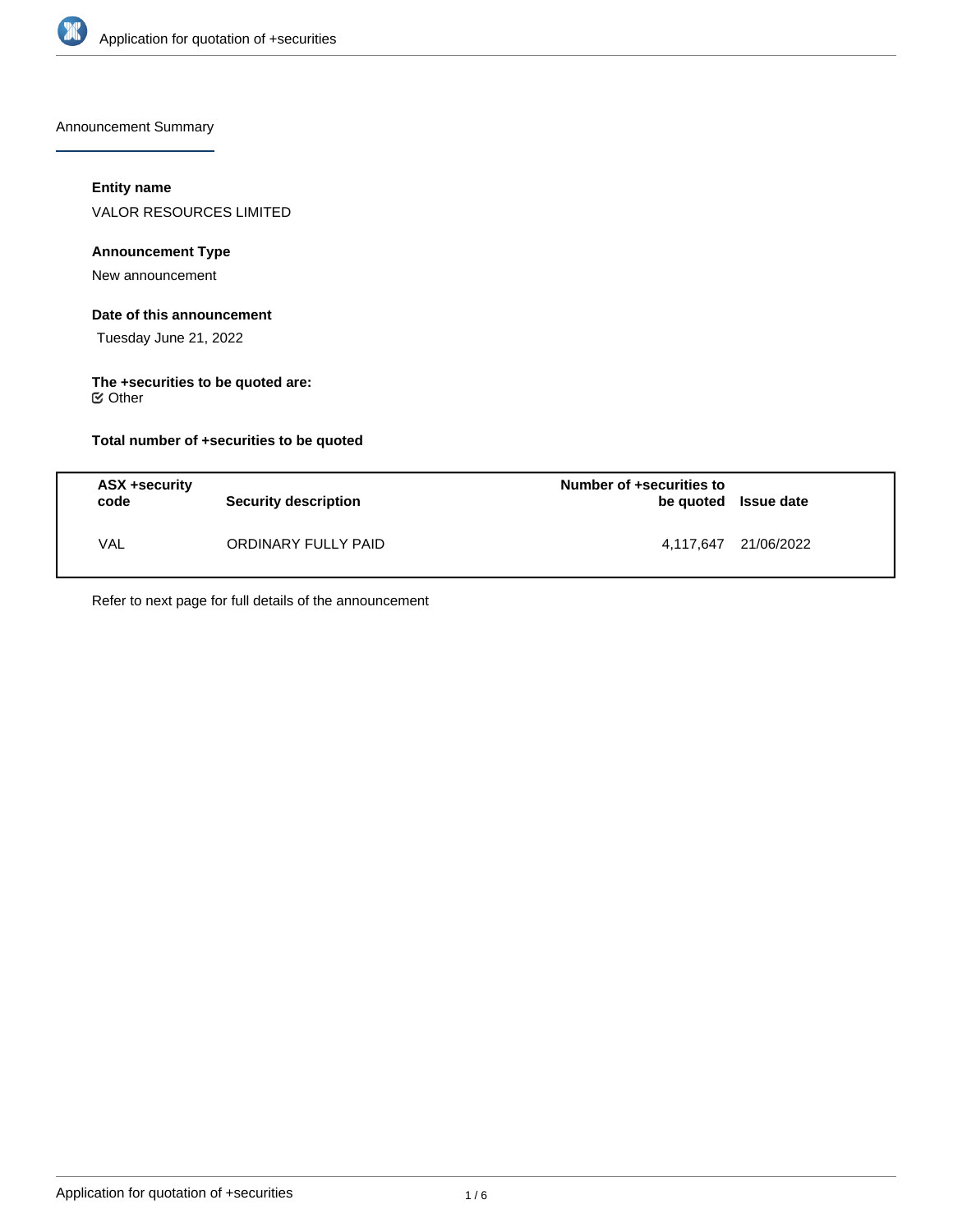Announcement Summary

**Entity name**

VALOR RESOURCES LIMITED

**Announcement Type**

New announcement

**Date of this announcement**

Tuesday June 21, 2022

**The +securities to be quoted are:**

☑ Other

**Total number of +securities to be quoted**

| ASX +security code | Security description | Number of +securities to be quoted | Issue date |
|---|---|---|---|
| VAL | ORDINARY FULLY PAID | 4,117,647 | 21/06/2022 |

Refer to next page for full details of the announcement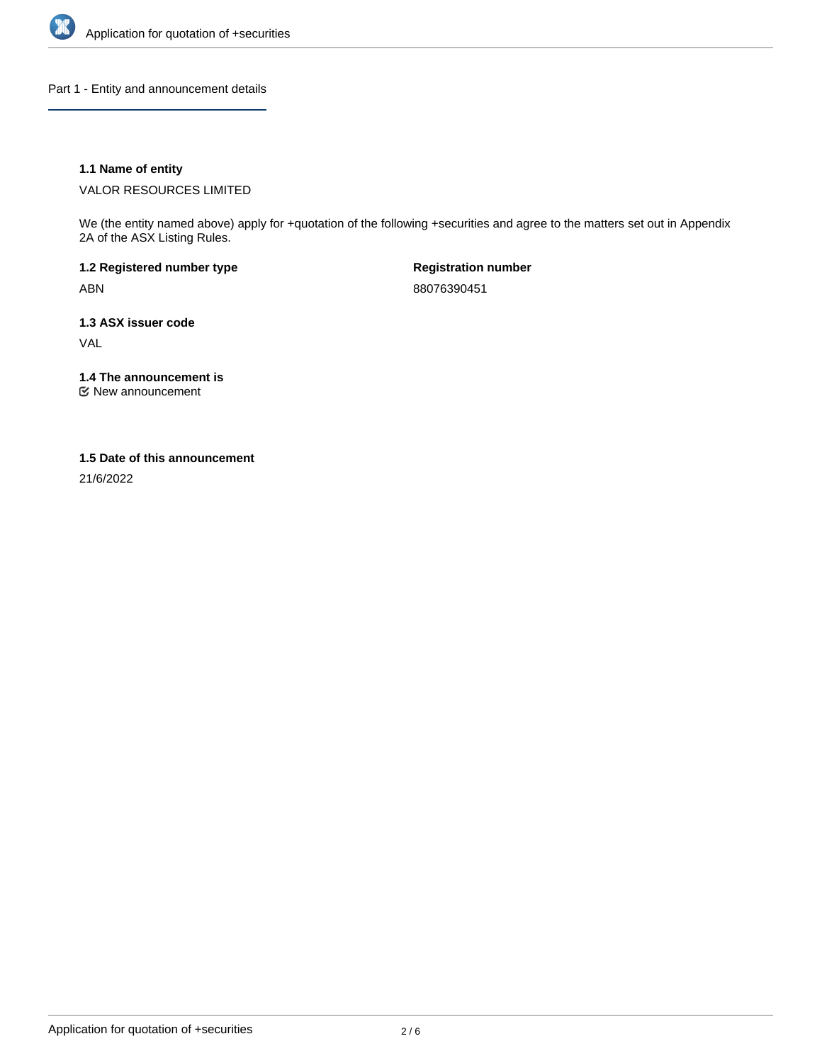## Part 1 - Entity and announcement details

**1.1 Name of entity**

VALOR RESOURCES LIMITED

We (the entity named above) apply for +quotation of the following +securities and agree to the matters set out in Appendix 2A of the ASX Listing Rules.

**1.2 Registered number type**

ABN

**Registration number**

88076390451

**1.3 ASX issuer code**

VAL

**1.4 The announcement is**

☑ New announcement

**1.5 Date of this announcement**

21/6/2022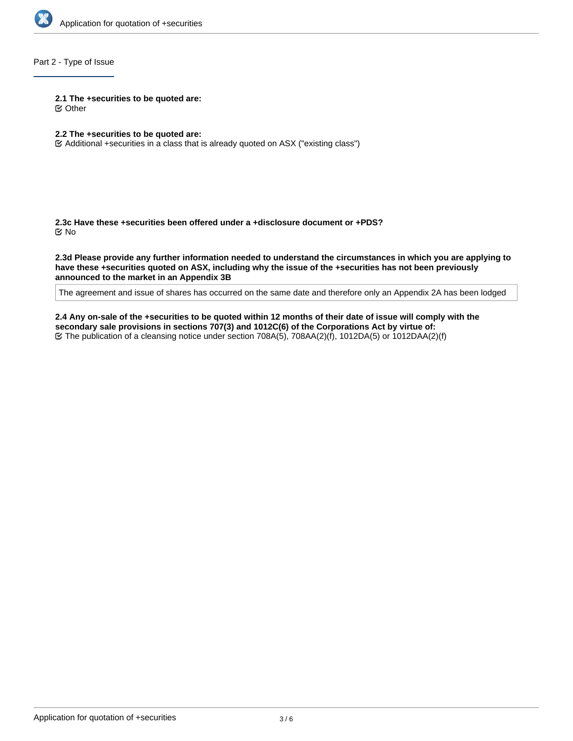## Part 2 - Type of Issue

**2.1 The +securities to be quoted are:**

☑ Other

**2.2 The +securities to be quoted are:**

☑ Additional +securities in a class that is already quoted on ASX ("existing class")

**2.3c Have these +securities been offered under a +disclosure document or +PDS?**

☑ No

**2.3d Please provide any further information needed to understand the circumstances in which you are applying to have these +securities quoted on ASX, including why the issue of the +securities has not been previously announced to the market in an Appendix 3B**

The agreement and issue of shares has occurred on the same date and therefore only an Appendix 2A has been lodged

**2.4 Any on-sale of the +securities to be quoted within 12 months of their date of issue will comply with the secondary sale provisions in sections 707(3) and 1012C(6) of the Corporations Act by virtue of:**

☑ The publication of a cleansing notice under section 708A(5), 708AA(2)(f), 1012DA(5) or 1012DAA(2)(f)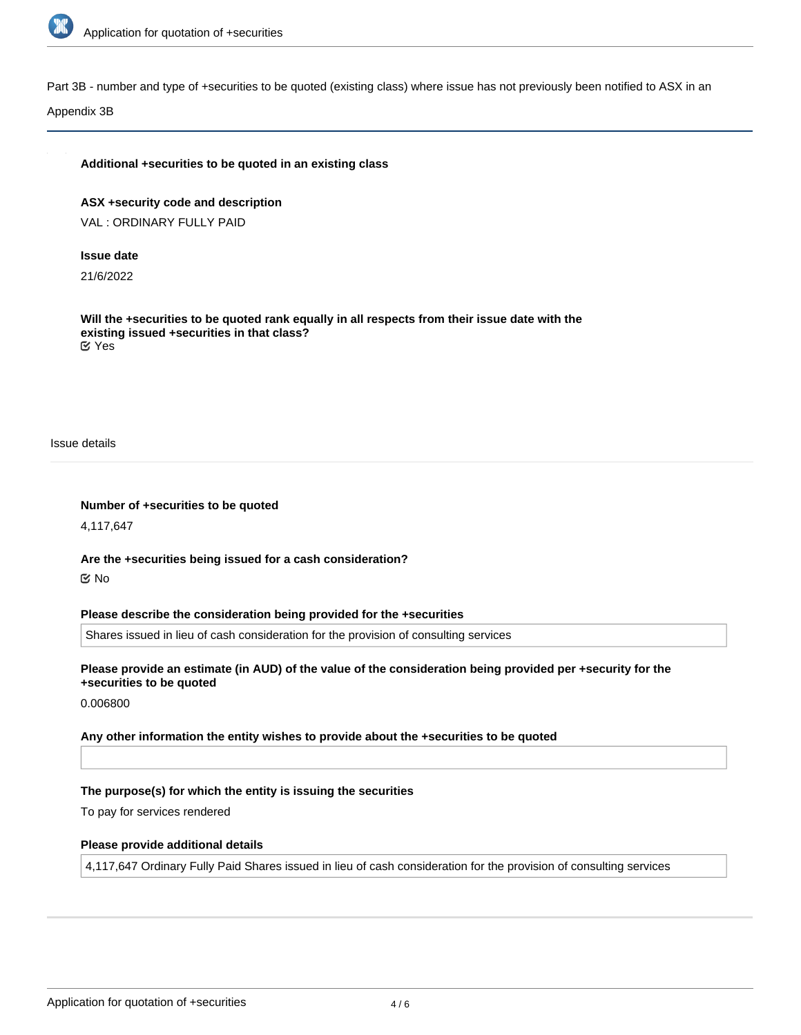Part 3B - number and type of +securities to be quoted (existing class) where issue has not previously been notified to ASX in an Appendix 3B

**Additional +securities to be quoted in an existing class**

**ASX +security code and description**

VAL : ORDINARY FULLY PAID

**Issue date**

21/6/2022

**Will the +securities to be quoted rank equally in all respects from their issue date with the existing issued +securities in that class?**

☑ Yes

Issue details

**Number of +securities to be quoted**

4,117,647

**Are the +securities being issued for a cash consideration?**

☑ No

**Please describe the consideration being provided for the +securities**

Shares issued in lieu of cash consideration for the provision of consulting services

**Please provide an estimate (in AUD) of the value of the consideration being provided per +security for the +securities to be quoted**

0.006800

**Any other information the entity wishes to provide about the +securities to be quoted**

**The purpose(s) for which the entity is issuing the securities**

To pay for services rendered

**Please provide additional details**

4,117,647 Ordinary Fully Paid Shares issued in lieu of cash consideration for the provision of consulting services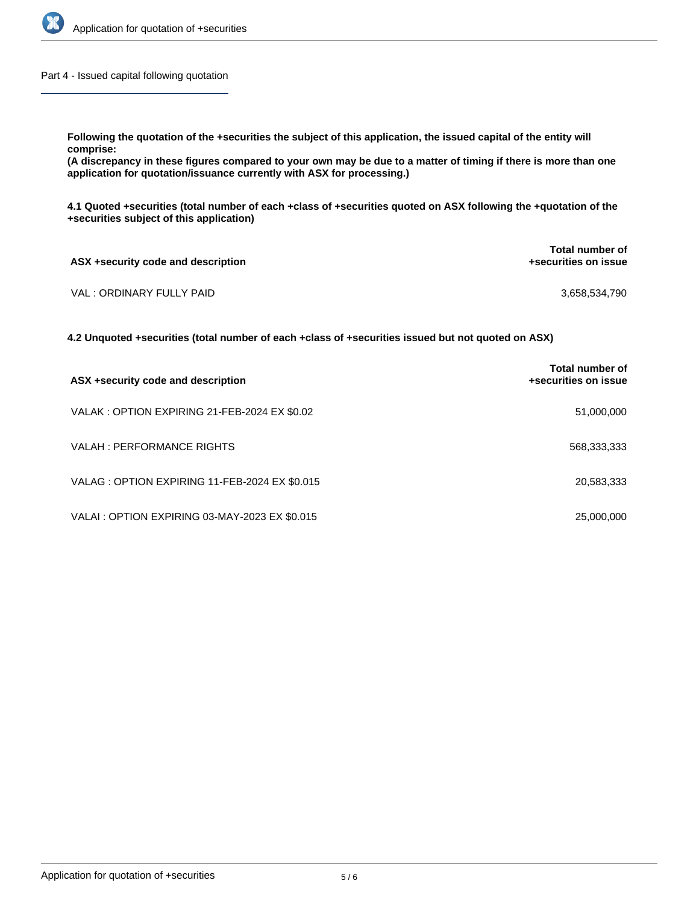## Part 4 - Issued capital following quotation

**Following the quotation of the +securities the subject of this application, the issued capital of the entity will comprise:**
**(A discrepancy in these figures compared to your own may be due to a matter of timing if there is more than one application for quotation/issuance currently with ASX for processing.)**

**4.1 Quoted +securities (total number of each +class of +securities quoted on ASX following the +quotation of the +securities subject of this application)**

| ASX +security code and description | Total number of +securities on issue |
|---|---|
| VAL : ORDINARY FULLY PAID | 3,658,534,790 |

**4.2 Unquoted +securities (total number of each +class of +securities issued but not quoted on ASX)**

| ASX +security code and description | Total number of +securities on issue |
|---|---|
| VALAK : OPTION EXPIRING 21-FEB-2024 EX $0.02 | 51,000,000 |
| VALAH : PERFORMANCE RIGHTS | 568,333,333 |
| VALAG : OPTION EXPIRING 11-FEB-2024 EX $0.015 | 20,583,333 |
| VALAI : OPTION EXPIRING 03-MAY-2023 EX $0.015 | 25,000,000 |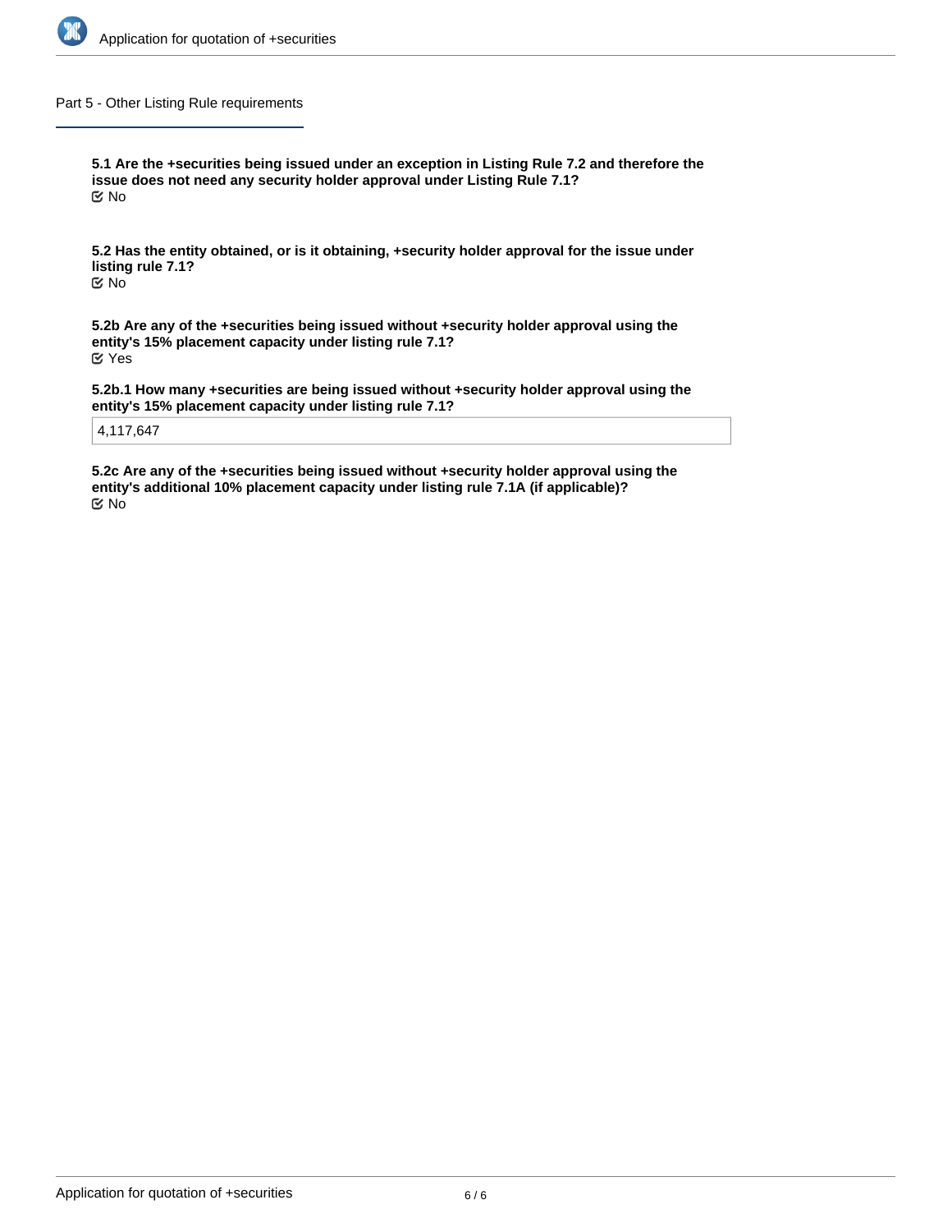## Part 5 - Other Listing Rule requirements

**5.1 Are the +securities being issued under an exception in Listing Rule 7.2 and therefore the issue does not need any security holder approval under Listing Rule 7.1?**

No

**5.2 Has the entity obtained, or is it obtaining, +security holder approval for the issue under listing rule 7.1?**

No

**5.2b Are any of the +securities being issued without +security holder approval using the entity's 15% placement capacity under listing rule 7.1?**

Yes

**5.2b.1 How many +securities are being issued without +security holder approval using the entity's 15% placement capacity under listing rule 7.1?**

4,117,647

**5.2c Are any of the +securities being issued without +security holder approval using the entity's additional 10% placement capacity under listing rule 7.1A (if applicable)?**

No